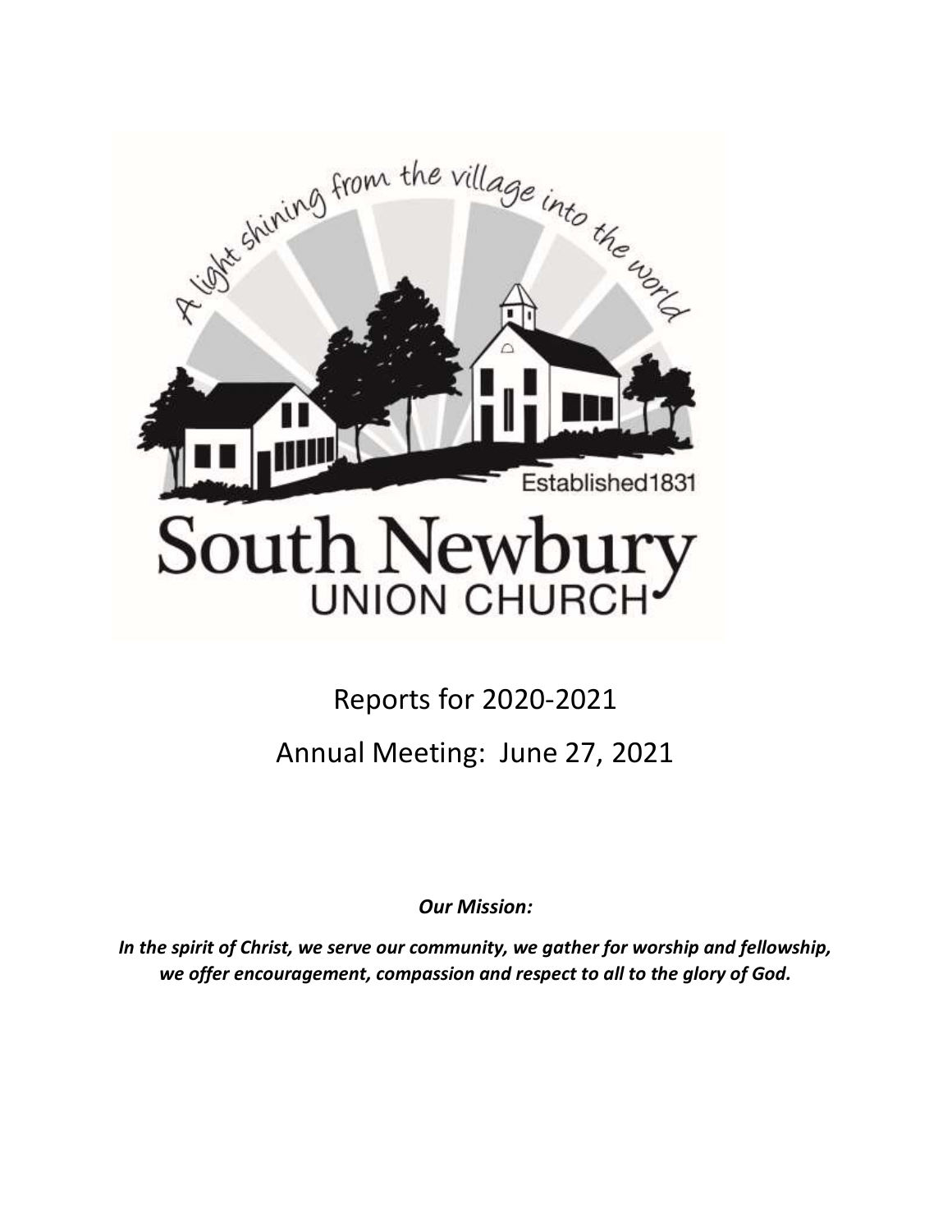A light shining from the village into the world

Established1831

# South Newbury UNION CHURCH

## Reports for 2020-2021

## Annual Meeting: June 27, 2021

***Our Mission:***

***In the spirit of Christ, we serve our community, we gather for worship and fellowship, we offer encouragement, compassion and respect to all to the glory of God.***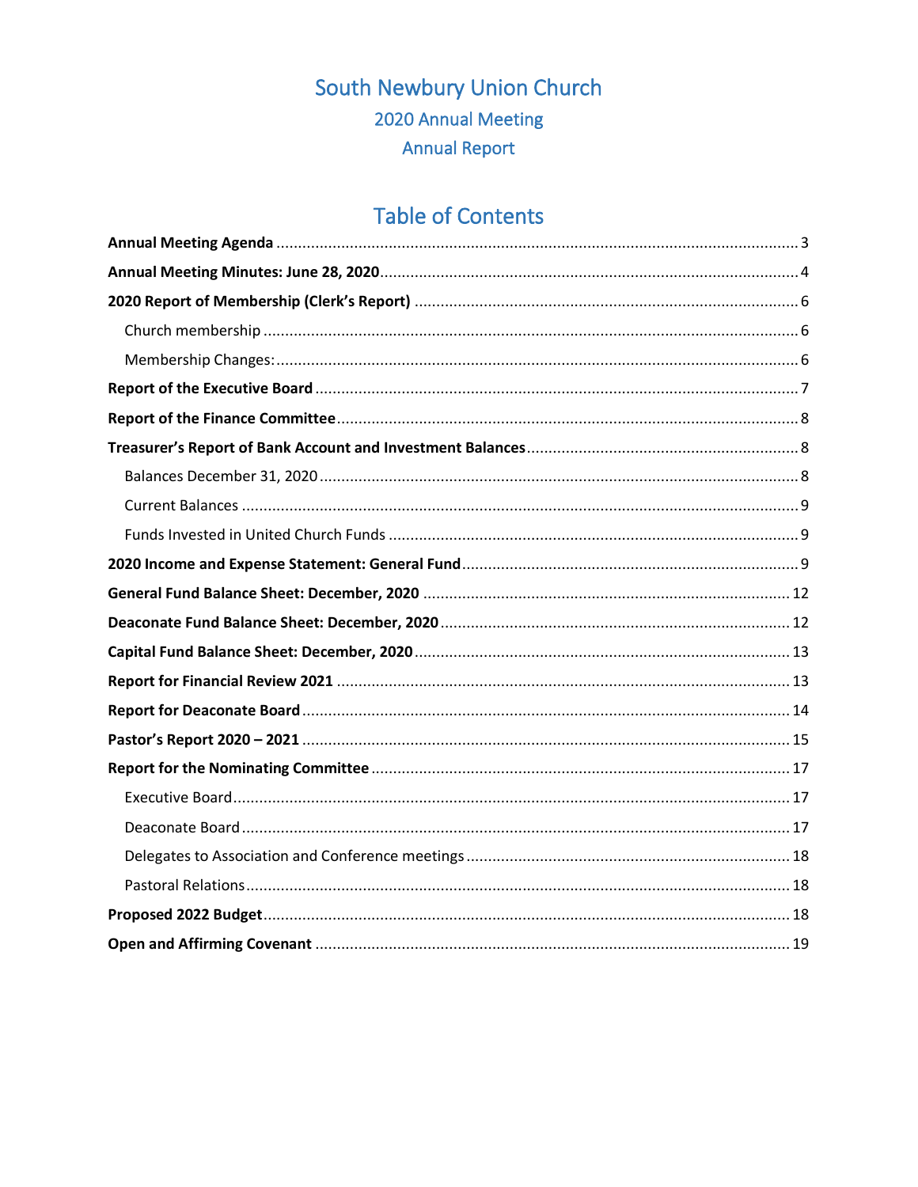# South Newbury Union Church

## 2020 Annual Meeting

## Annual Report

# Table of Contents

**Annual Meeting Agenda** ........ 3

**Annual Meeting Minutes: June 28, 2020** ........ 4

**2020 Report of Membership (Clerk's Report)** ........ 6

- Church membership ........ 6
- Membership Changes: ........ 6

**Report of the Executive Board** ........ 7

**Report of the Finance Committee** ........ 8

**Treasurer's Report of Bank Account and Investment Balances** ........ 8

- Balances December 31, 2020 ........ 8
- Current Balances ........ 9
- Funds Invested in United Church Funds ........ 9

**2020 Income and Expense Statement: General Fund** ........ 9

**General Fund Balance Sheet: December, 2020** ........ 12

**Deaconate Fund Balance Sheet: December, 2020** ........ 12

**Capital Fund Balance Sheet: December, 2020** ........ 13

**Report for Financial Review 2021** ........ 13

**Report for Deaconate Board** ........ 14

**Pastor's Report 2020 – 2021** ........ 15

**Report for the Nominating Committee** ........ 17

- Executive Board ........ 17
- Deaconate Board ........ 17
- Delegates to Association and Conference meetings ........ 18
- Pastoral Relations ........ 18

**Proposed 2022 Budget** ........ 18

**Open and Affirming Covenant** ........ 19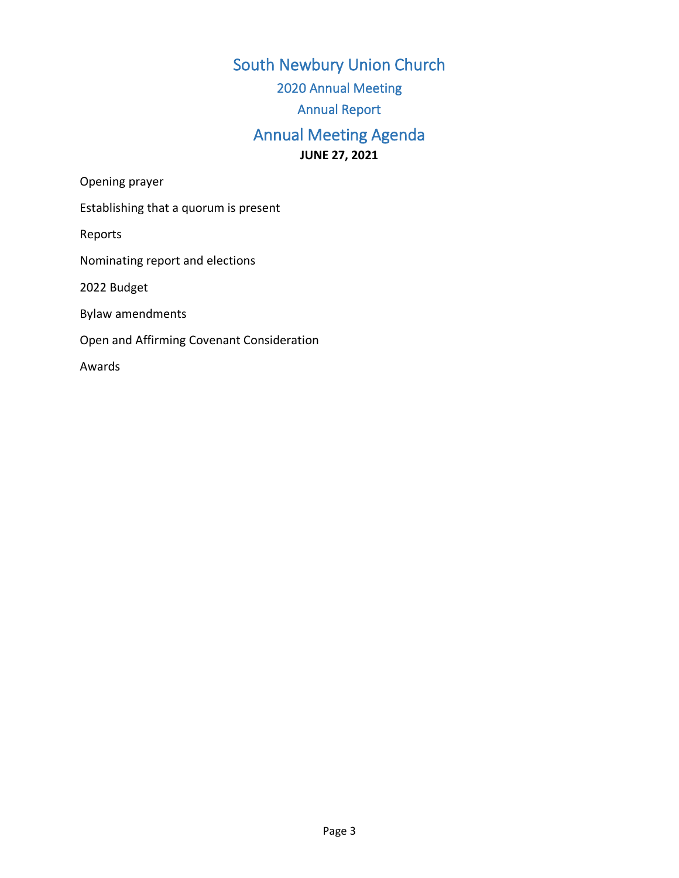# South Newbury Union Church

## 2020 Annual Meeting

## Annual Report

# Annual Meeting Agenda

**JUNE 27, 2021**

Opening prayer

Establishing that a quorum is present

Reports

Nominating report and elections

2022 Budget

Bylaw amendments

Open and Affirming Covenant Consideration

Awards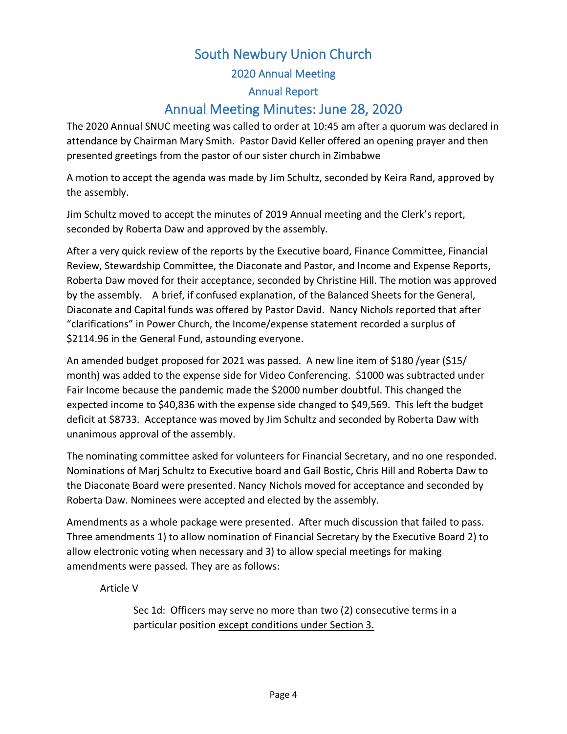# South Newbury Union Church

## 2020 Annual Meeting

## Annual Report

# Annual Meeting Minutes: June 28, 2020

The 2020 Annual SNUC meeting was called to order at 10:45 am after a quorum was declared in attendance by Chairman Mary Smith. Pastor David Keller offered an opening prayer and then presented greetings from the pastor of our sister church in Zimbabwe

A motion to accept the agenda was made by Jim Schultz, seconded by Keira Rand, approved by the assembly.

Jim Schultz moved to accept the minutes of 2019 Annual meeting and the Clerk's report, seconded by Roberta Daw and approved by the assembly.

After a very quick review of the reports by the Executive board, Finance Committee, Financial Review, Stewardship Committee, the Diaconate and Pastor, and Income and Expense Reports, Roberta Daw moved for their acceptance, seconded by Christine Hill. The motion was approved by the assembly. A brief, if confused explanation, of the Balanced Sheets for the General, Diaconate and Capital funds was offered by Pastor David. Nancy Nichols reported that after "clarifications" in Power Church, the Income/expense statement recorded a surplus of $2114.96 in the General Fund, astounding everyone.

An amended budget proposed for 2021 was passed. A new line item of $180 /year ($15/ month) was added to the expense side for Video Conferencing. $1000 was subtracted under Fair Income because the pandemic made the $2000 number doubtful. This changed the expected income to $40,836 with the expense side changed to $49,569. This left the budget deficit at $8733. Acceptance was moved by Jim Schultz and seconded by Roberta Daw with unanimous approval of the assembly.

The nominating committee asked for volunteers for Financial Secretary, and no one responded. Nominations of Marj Schultz to Executive board and Gail Bostic, Chris Hill and Roberta Daw to the Diaconate Board were presented. Nancy Nichols moved for acceptance and seconded by Roberta Daw. Nominees were accepted and elected by the assembly.

Amendments as a whole package were presented. After much discussion that failed to pass. Three amendments 1) to allow nomination of Financial Secretary by the Executive Board 2) to allow electronic voting when necessary and 3) to allow special meetings for making amendments were passed. They are as follows:

Article V

Sec 1d: Officers may serve no more than two (2) consecutive terms in a particular position <u>except conditions under Section 3.</u>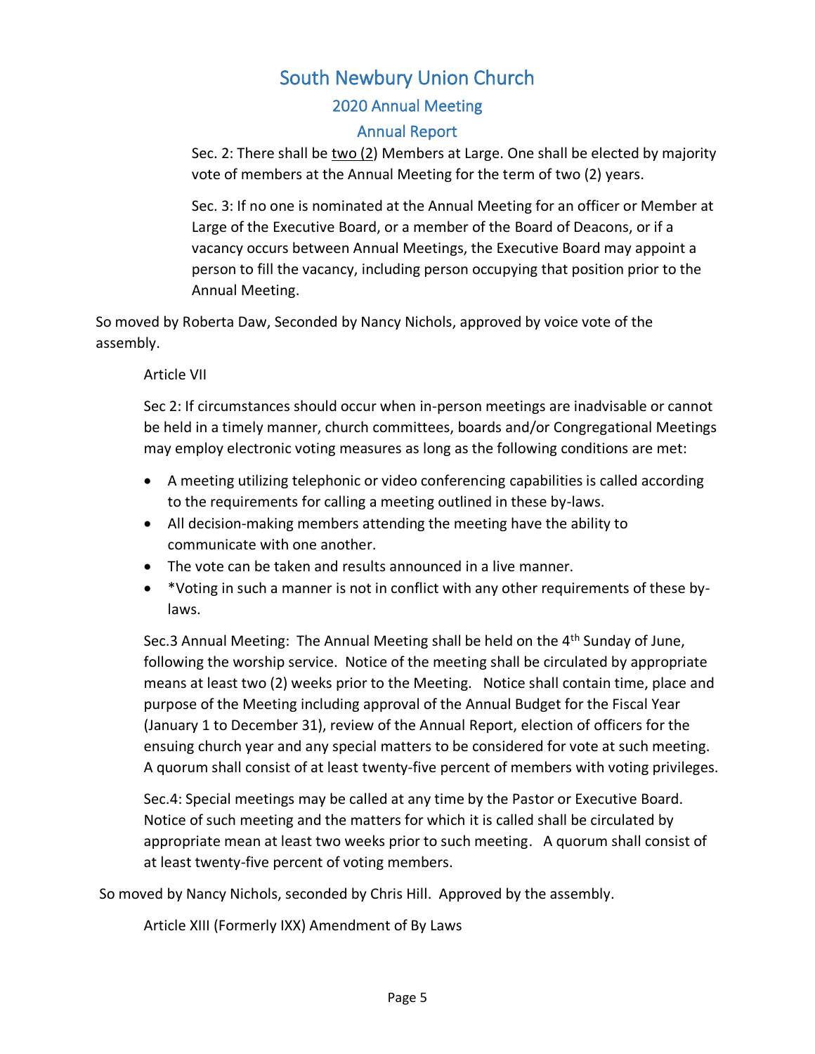Sec. 2: There shall be two (2) Members at Large. One shall be elected by majority vote of members at the Annual Meeting for the term of two (2) years.

Sec. 3: If no one is nominated at the Annual Meeting for an officer or Member at Large of the Executive Board, or a member of the Board of Deacons, or if a vacancy occurs between Annual Meetings, the Executive Board may appoint a person to fill the vacancy, including person occupying that position prior to the Annual Meeting.

So moved by Roberta Daw, Seconded by Nancy Nichols, approved by voice vote of the assembly.

Article VII

Sec 2: If circumstances should occur when in-person meetings are inadvisable or cannot be held in a timely manner, church committees, boards and/or Congregational Meetings may employ electronic voting measures as long as the following conditions are met:

- A meeting utilizing telephonic or video conferencing capabilities is called according to the requirements for calling a meeting outlined in these by-laws.
- All decision-making members attending the meeting have the ability to communicate with one another.
- The vote can be taken and results announced in a live manner.
- *Voting in such a manner is not in conflict with any other requirements of these by-laws.

Sec.3 Annual Meeting: The Annual Meeting shall be held on the 4th Sunday of June, following the worship service. Notice of the meeting shall be circulated by appropriate means at least two (2) weeks prior to the Meeting. Notice shall contain time, place and purpose of the Meeting including approval of the Annual Budget for the Fiscal Year (January 1 to December 31), review of the Annual Report, election of officers for the ensuing church year and any special matters to be considered for vote at such meeting. A quorum shall consist of at least twenty-five percent of members with voting privileges.

Sec.4: Special meetings may be called at any time by the Pastor or Executive Board. Notice of such meeting and the matters for which it is called shall be circulated by appropriate mean at least two weeks prior to such meeting. A quorum shall consist of at least twenty-five percent of voting members.

So moved by Nancy Nichols, seconded by Chris Hill. Approved by the assembly.

Article XIII (Formerly IXX) Amendment of By Laws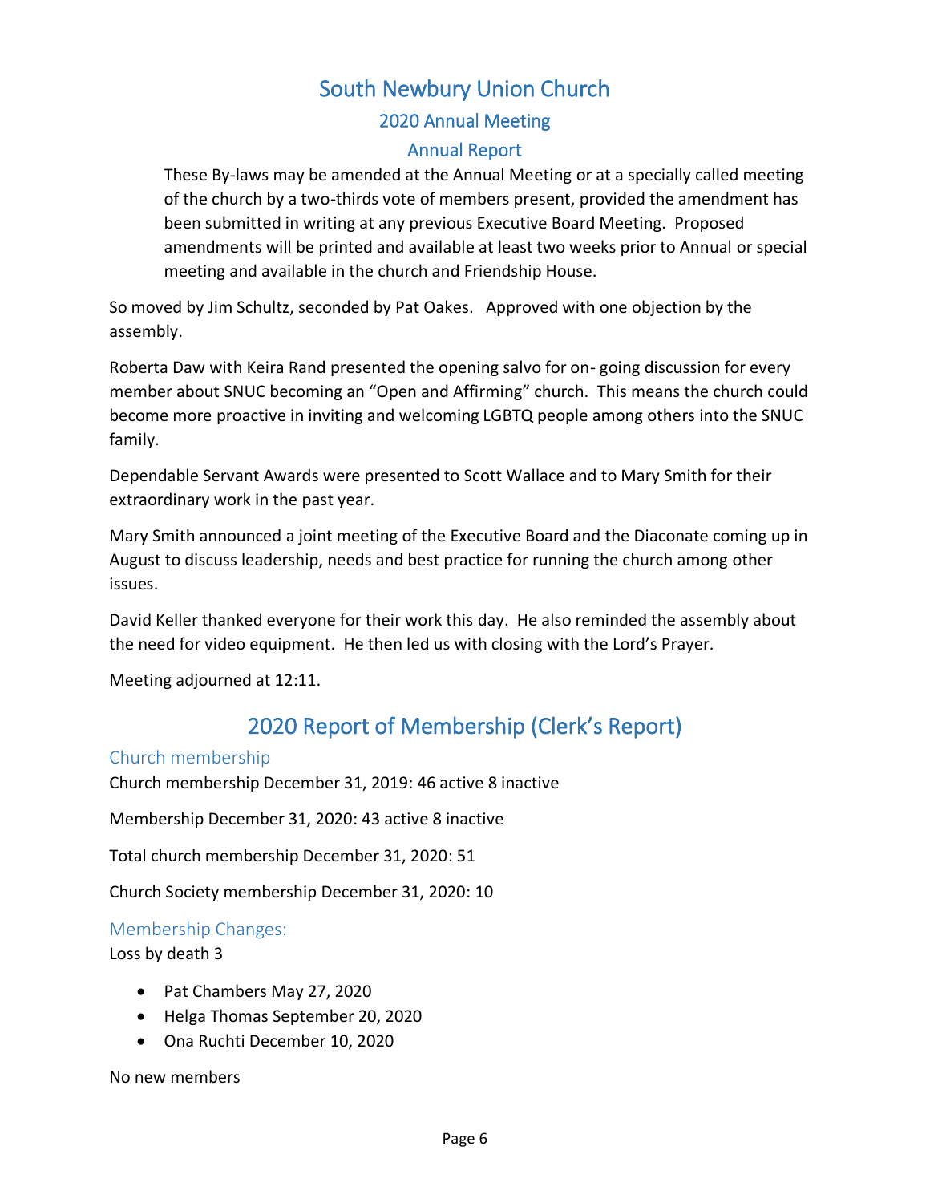# South Newbury Union Church

## 2020 Annual Meeting

## Annual Report

> These By-laws may be amended at the Annual Meeting or at a specially called meeting of the church by a two-thirds vote of members present, provided the amendment has been submitted in writing at any previous Executive Board Meeting. Proposed amendments will be printed and available at least two weeks prior to Annual or special meeting and available in the church and Friendship House.

So moved by Jim Schultz, seconded by Pat Oakes. Approved with one objection by the assembly.

Roberta Daw with Keira Rand presented the opening salvo for on- going discussion for every member about SNUC becoming an "Open and Affirming" church. This means the church could become more proactive in inviting and welcoming LGBTQ people among others into the SNUC family.

Dependable Servant Awards were presented to Scott Wallace and to Mary Smith for their extraordinary work in the past year.

Mary Smith announced a joint meeting of the Executive Board and the Diaconate coming up in August to discuss leadership, needs and best practice for running the church among other issues.

David Keller thanked everyone for their work this day. He also reminded the assembly about the need for video equipment. He then led us with closing with the Lord's Prayer.

Meeting adjourned at 12:11.

# 2020 Report of Membership (Clerk's Report)

### Church membership

Church membership December 31, 2019: 46 active 8 inactive

Membership December 31, 2020: 43 active 8 inactive

Total church membership December 31, 2020: 51

Church Society membership December 31, 2020: 10

### Membership Changes:

Loss by death 3

- Pat Chambers May 27, 2020
- Helga Thomas September 20, 2020
- Ona Ruchti December 10, 2020

No new members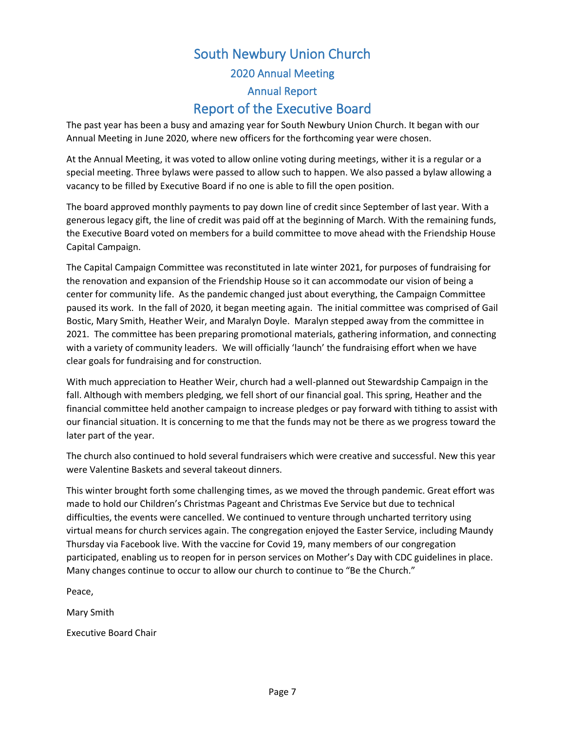# South Newbury Union Church

## 2020 Annual Meeting

## Annual Report

# Report of the Executive Board

The past year has been a busy and amazing year for South Newbury Union Church. It began with our Annual Meeting in June 2020, where new officers for the forthcoming year were chosen.

At the Annual Meeting, it was voted to allow online voting during meetings, wither it is a regular or a special meeting. Three bylaws were passed to allow such to happen. We also passed a bylaw allowing a vacancy to be filled by Executive Board if no one is able to fill the open position.

The board approved monthly payments to pay down line of credit since September of last year. With a generous legacy gift, the line of credit was paid off at the beginning of March. With the remaining funds, the Executive Board voted on members for a build committee to move ahead with the Friendship House Capital Campaign.

The Capital Campaign Committee was reconstituted in late winter 2021, for purposes of fundraising for the renovation and expansion of the Friendship House so it can accommodate our vision of being a center for community life. As the pandemic changed just about everything, the Campaign Committee paused its work. In the fall of 2020, it began meeting again. The initial committee was comprised of Gail Bostic, Mary Smith, Heather Weir, and Maralyn Doyle. Maralyn stepped away from the committee in 2021. The committee has been preparing promotional materials, gathering information, and connecting with a variety of community leaders. We will officially 'launch' the fundraising effort when we have clear goals for fundraising and for construction.

With much appreciation to Heather Weir, church had a well-planned out Stewardship Campaign in the fall. Although with members pledging, we fell short of our financial goal. This spring, Heather and the financial committee held another campaign to increase pledges or pay forward with tithing to assist with our financial situation. It is concerning to me that the funds may not be there as we progress toward the later part of the year.

The church also continued to hold several fundraisers which were creative and successful. New this year were Valentine Baskets and several takeout dinners.

This winter brought forth some challenging times, as we moved the through pandemic. Great effort was made to hold our Children's Christmas Pageant and Christmas Eve Service but due to technical difficulties, the events were cancelled. We continued to venture through uncharted territory using virtual means for church services again. The congregation enjoyed the Easter Service, including Maundy Thursday via Facebook live. With the vaccine for Covid 19, many members of our congregation participated, enabling us to reopen for in person services on Mother's Day with CDC guidelines in place. Many changes continue to occur to allow our church to continue to "Be the Church."

Peace,

Mary Smith

Executive Board Chair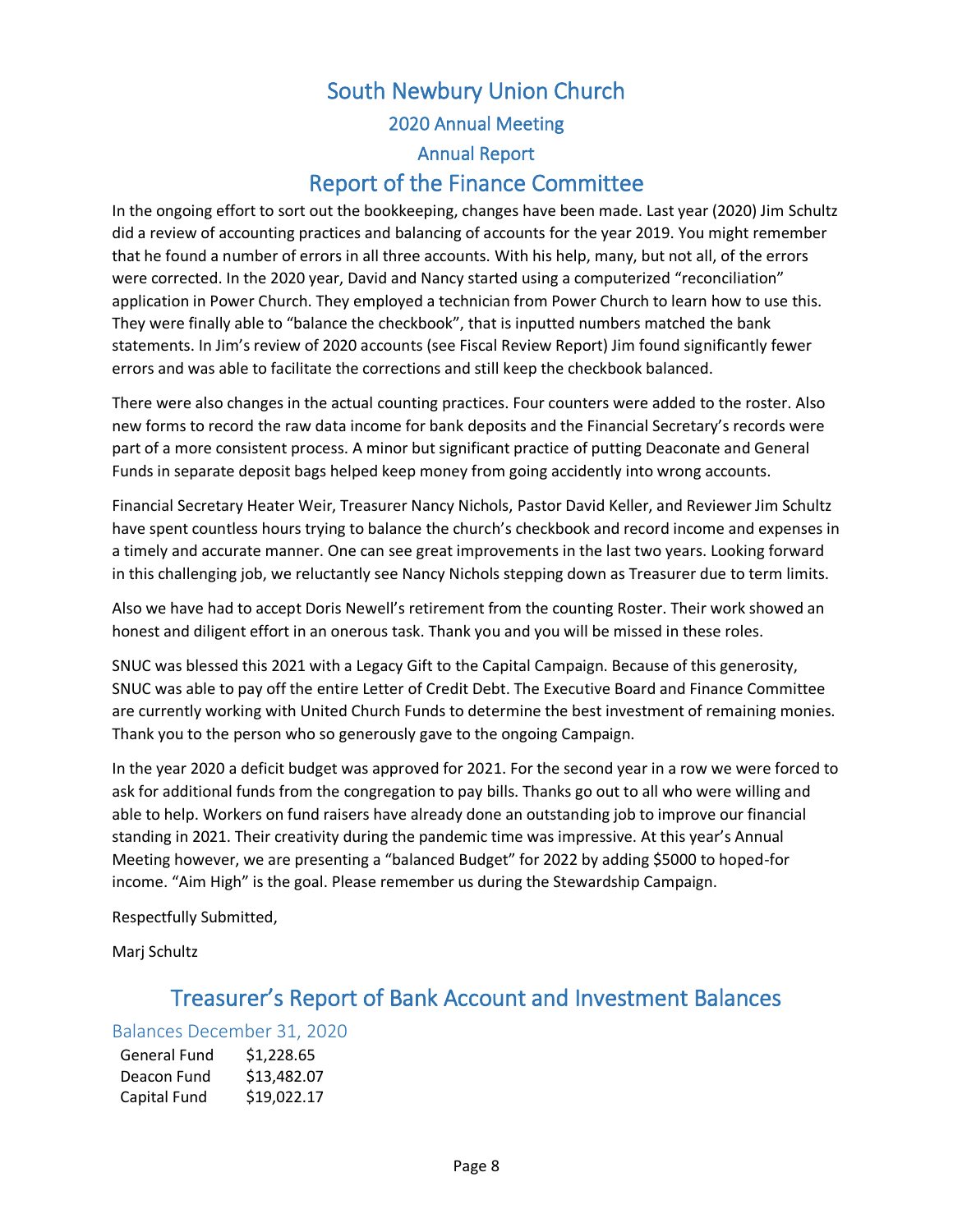# South Newbury Union Church

## 2020 Annual Meeting

## Annual Report

## Report of the Finance Committee

In the ongoing effort to sort out the bookkeeping, changes have been made. Last year (2020) Jim Schultz did a review of accounting practices and balancing of accounts for the year 2019. You might remember that he found a number of errors in all three accounts. With his help, many, but not all, of the errors were corrected. In the 2020 year, David and Nancy started using a computerized "reconciliation" application in Power Church. They employed a technician from Power Church to learn how to use this. They were finally able to "balance the checkbook", that is inputted numbers matched the bank statements. In Jim's review of 2020 accounts (see Fiscal Review Report) Jim found significantly fewer errors and was able to facilitate the corrections and still keep the checkbook balanced.

There were also changes in the actual counting practices. Four counters were added to the roster. Also new forms to record the raw data income for bank deposits and the Financial Secretary's records were part of a more consistent process. A minor but significant practice of putting Deaconate and General Funds in separate deposit bags helped keep money from going accidently into wrong accounts.

Financial Secretary Heater Weir, Treasurer Nancy Nichols, Pastor David Keller, and Reviewer Jim Schultz have spent countless hours trying to balance the church's checkbook and record income and expenses in a timely and accurate manner. One can see great improvements in the last two years. Looking forward in this challenging job, we reluctantly see Nancy Nichols stepping down as Treasurer due to term limits.

Also we have had to accept Doris Newell's retirement from the counting Roster. Their work showed an honest and diligent effort in an onerous task. Thank you and you will be missed in these roles.

SNUC was blessed this 2021 with a Legacy Gift to the Capital Campaign. Because of this generosity, SNUC was able to pay off the entire Letter of Credit Debt. The Executive Board and Finance Committee are currently working with United Church Funds to determine the best investment of remaining monies. Thank you to the person who so generously gave to the ongoing Campaign.

In the year 2020 a deficit budget was approved for 2021. For the second year in a row we were forced to ask for additional funds from the congregation to pay bills. Thanks go out to all who were willing and able to help. Workers on fund raisers have already done an outstanding job to improve our financial standing in 2021. Their creativity during the pandemic time was impressive. At this year's Annual Meeting however, we are presenting a "balanced Budget" for 2022 by adding $5000 to hoped-for income. "Aim High" is the goal. Please remember us during the Stewardship Campaign.

Respectfully Submitted,

Marj Schultz

## Treasurer's Report of Bank Account and Investment Balances

### Balances December 31, 2020

| | |
|---|---|
| General Fund | $1,228.65 |
| Deacon Fund | $13,482.07 |
| Capital Fund | $19,022.17 |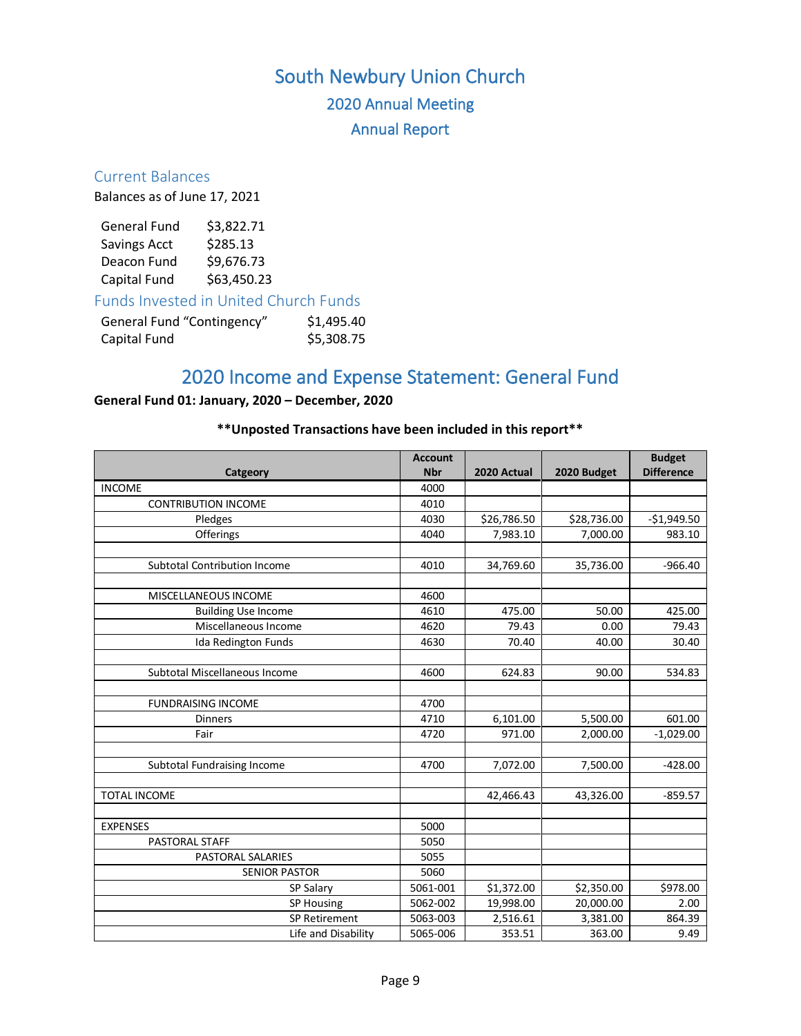# South Newbury Union Church

## 2020 Annual Meeting

## Annual Report

### Current Balances

Balances as of June 17, 2021

| | |
|---|---|
| General Fund | $3,822.71 |
| Savings Acct | $285.13 |
| Deacon Fund | $9,676.73 |
| Capital Fund | $63,450.23 |

### Funds Invested in United Church Funds

| | |
|---|---|
| General Fund “Contingency” | $1,495.40 |
| Capital Fund | $5,308.75 |

## 2020 Income and Expense Statement: General Fund

**General Fund 01: January, 2020 – December, 2020**

**\*\*Unposted Transactions have been included in this report\*\***

| Catgeory | Account Nbr | 2020 Actual | 2020 Budget | Budget Difference |
|---|---|---|---|---|
| INCOME | 4000 | | | |
| CONTRIBUTION INCOME | 4010 | | | |
| Pledges | 4030 | $26,786.50 | $28,736.00 | -$1,949.50 |
| Offerings | 4040 | 7,983.10 | 7,000.00 | 983.10 |
| | | | | |
| Subtotal Contribution Income | 4010 | 34,769.60 | 35,736.00 | -966.40 |
| | | | | |
| MISCELLANEOUS INCOME | 4600 | | | |
| Building Use Income | 4610 | 475.00 | 50.00 | 425.00 |
| Miscellaneous Income | 4620 | 79.43 | 0.00 | 79.43 |
| Ida Redington Funds | 4630 | 70.40 | 40.00 | 30.40 |
| | | | | |
| Subtotal Miscellaneous Income | 4600 | 624.83 | 90.00 | 534.83 |
| | | | | |
| FUNDRAISING INCOME | 4700 | | | |
| Dinners | 4710 | 6,101.00 | 5,500.00 | 601.00 |
| Fair | 4720 | 971.00 | 2,000.00 | -1,029.00 |
| | | | | |
| Subtotal Fundraising Income | 4700 | 7,072.00 | 7,500.00 | -428.00 |
| | | | | |
| TOTAL INCOME | | 42,466.43 | 43,326.00 | -859.57 |
| | | | | |
| EXPENSES | 5000 | | | |
| PASTORAL STAFF | 5050 | | | |
| PASTORAL SALARIES | 5055 | | | |
| SENIOR PASTOR | 5060 | | | |
| SP Salary | 5061-001 | $1,372.00 | $2,350.00 | $978.00 |
| SP Housing | 5062-002 | 19,998.00 | 20,000.00 | 2.00 |
| SP Retirement | 5063-003 | 2,516.61 | 3,381.00 | 864.39 |
| Life and Disability | 5065-006 | 353.51 | 363.00 | 9.49 |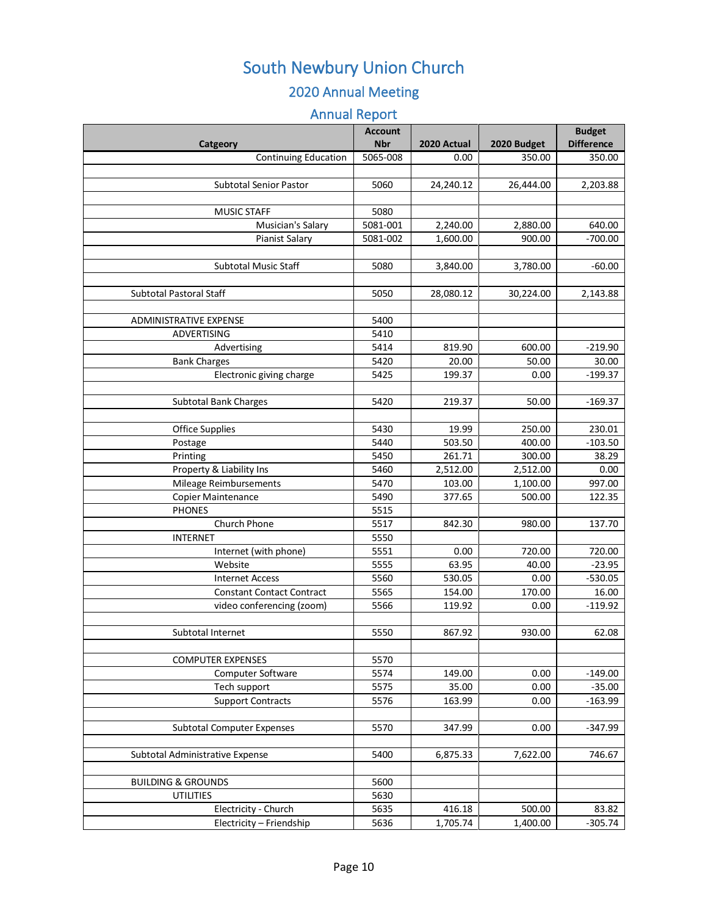# South Newbury Union Church

## 2020 Annual Meeting

## Annual Report

| Catgeory | Account Nbr | 2020 Actual | 2020 Budget | Budget Difference |
|---|---|---|---|---|
| Continuing Education | 5065-008 | 0.00 | 350.00 | 350.00 |
| | | | | |
| Subtotal Senior Pastor | 5060 | 24,240.12 | 26,444.00 | 2,203.88 |
| | | | | |
| MUSIC STAFF | 5080 | | | |
| Musician's Salary | 5081-001 | 2,240.00 | 2,880.00 | 640.00 |
| Pianist Salary | 5081-002 | 1,600.00 | 900.00 | -700.00 |
| | | | | |
| Subtotal Music Staff | 5080 | 3,840.00 | 3,780.00 | -60.00 |
| | | | | |
| Subtotal Pastoral Staff | 5050 | 28,080.12 | 30,224.00 | 2,143.88 |
| | | | | |
| ADMINISTRATIVE EXPENSE | 5400 | | | |
| ADVERTISING | 5410 | | | |
| Advertising | 5414 | 819.90 | 600.00 | -219.90 |
| Bank Charges | 5420 | 20.00 | 50.00 | 30.00 |
| Electronic giving charge | 5425 | 199.37 | 0.00 | -199.37 |
| | | | | |
| Subtotal Bank Charges | 5420 | 219.37 | 50.00 | -169.37 |
| | | | | |
| Office Supplies | 5430 | 19.99 | 250.00 | 230.01 |
| Postage | 5440 | 503.50 | 400.00 | -103.50 |
| Printing | 5450 | 261.71 | 300.00 | 38.29 |
| Property & Liability Ins | 5460 | 2,512.00 | 2,512.00 | 0.00 |
| Mileage Reimbursements | 5470 | 103.00 | 1,100.00 | 997.00 |
| Copier Maintenance | 5490 | 377.65 | 500.00 | 122.35 |
| PHONES | 5515 | | | |
| Church Phone | 5517 | 842.30 | 980.00 | 137.70 |
| INTERNET | 5550 | | | |
| Internet (with phone) | 5551 | 0.00 | 720.00 | 720.00 |
| Website | 5555 | 63.95 | 40.00 | -23.95 |
| Internet Access | 5560 | 530.05 | 0.00 | -530.05 |
| Constant Contact Contract | 5565 | 154.00 | 170.00 | 16.00 |
| video conferencing (zoom) | 5566 | 119.92 | 0.00 | -119.92 |
| | | | | |
| Subtotal Internet | 5550 | 867.92 | 930.00 | 62.08 |
| | | | | |
| COMPUTER EXPENSES | 5570 | | | |
| Computer Software | 5574 | 149.00 | 0.00 | -149.00 |
| Tech support | 5575 | 35.00 | 0.00 | -35.00 |
| Support Contracts | 5576 | 163.99 | 0.00 | -163.99 |
| | | | | |
| Subtotal Computer Expenses | 5570 | 347.99 | 0.00 | -347.99 |
| | | | | |
| Subtotal Administrative Expense | 5400 | 6,875.33 | 7,622.00 | 746.67 |
| | | | | |
| BUILDING & GROUNDS | 5600 | | | |
| UTILITIES | 5630 | | | |
| Electricity - Church | 5635 | 416.18 | 500.00 | 83.82 |
| Electricity – Friendship | 5636 | 1,705.74 | 1,400.00 | -305.74 |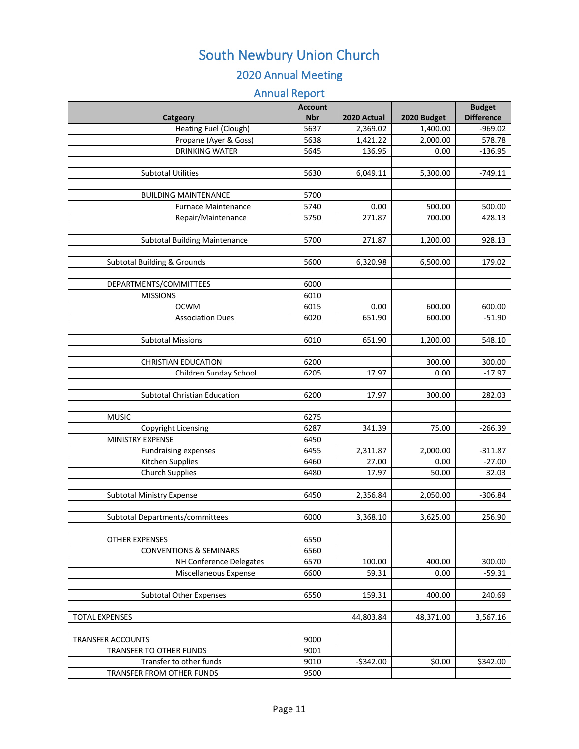# South Newbury Union Church

## 2020 Annual Meeting

## Annual Report

| Catgeory | Account Nbr | 2020 Actual | 2020 Budget | Budget Difference |
|---|---|---|---|---|
| Heating Fuel (Clough) | 5637 | 2,369.02 | 1,400.00 | -969.02 |
| Propane (Ayer & Goss) | 5638 | 1,421.22 | 2,000.00 | 578.78 |
| DRINKING WATER | 5645 | 136.95 | 0.00 | -136.95 |
| | | | | |
| Subtotal Utilities | 5630 | 6,049.11 | 5,300.00 | -749.11 |
| | | | | |
| BUILDING MAINTENANCE | 5700 | | | |
| Furnace Maintenance | 5740 | 0.00 | 500.00 | 500.00 |
| Repair/Maintenance | 5750 | 271.87 | 700.00 | 428.13 |
| | | | | |
| Subtotal Building Maintenance | 5700 | 271.87 | 1,200.00 | 928.13 |
| | | | | |
| Subtotal Building & Grounds | 5600 | 6,320.98 | 6,500.00 | 179.02 |
| | | | | |
| DEPARTMENTS/COMMITTEES | 6000 | | | |
| MISSIONS | 6010 | | | |
| OCWM | 6015 | 0.00 | 600.00 | 600.00 |
| Association Dues | 6020 | 651.90 | 600.00 | -51.90 |
| | | | | |
| Subtotal Missions | 6010 | 651.90 | 1,200.00 | 548.10 |
| | | | | |
| CHRISTIAN EDUCATION | 6200 | | 300.00 | 300.00 |
| Children Sunday School | 6205 | 17.97 | 0.00 | -17.97 |
| | | | | |
| Subtotal Christian Education | 6200 | 17.97 | 300.00 | 282.03 |
| | | | | |
| MUSIC | 6275 | | | |
| Copyright Licensing | 6287 | 341.39 | 75.00 | -266.39 |
| MINISTRY EXPENSE | 6450 | | | |
| Fundraising expenses | 6455 | 2,311.87 | 2,000.00 | -311.87 |
| Kitchen Supplies | 6460 | 27.00 | 0.00 | -27.00 |
| Church Supplies | 6480 | 17.97 | 50.00 | 32.03 |
| | | | | |
| Subtotal Ministry Expense | 6450 | 2,356.84 | 2,050.00 | -306.84 |
| | | | | |
| Subtotal Departments/committees | 6000 | 3,368.10 | 3,625.00 | 256.90 |
| | | | | |
| OTHER EXPENSES | 6550 | | | |
| CONVENTIONS & SEMINARS | 6560 | | | |
| NH Conference Delegates | 6570 | 100.00 | 400.00 | 300.00 |
| Miscellaneous Expense | 6600 | 59.31 | 0.00 | -59.31 |
| | | | | |
| Subtotal Other Expenses | 6550 | 159.31 | 400.00 | 240.69 |
| | | | | |
| TOTAL EXPENSES | | 44,803.84 | 48,371.00 | 3,567.16 |
| | | | | |
| TRANSFER ACCOUNTS | 9000 | | | |
| TRANSFER TO OTHER FUNDS | 9001 | | | |
| Transfer to other funds | 9010 | -$342.00 | $0.00 | $342.00 |
| TRANSFER FROM OTHER FUNDS | 9500 | | | |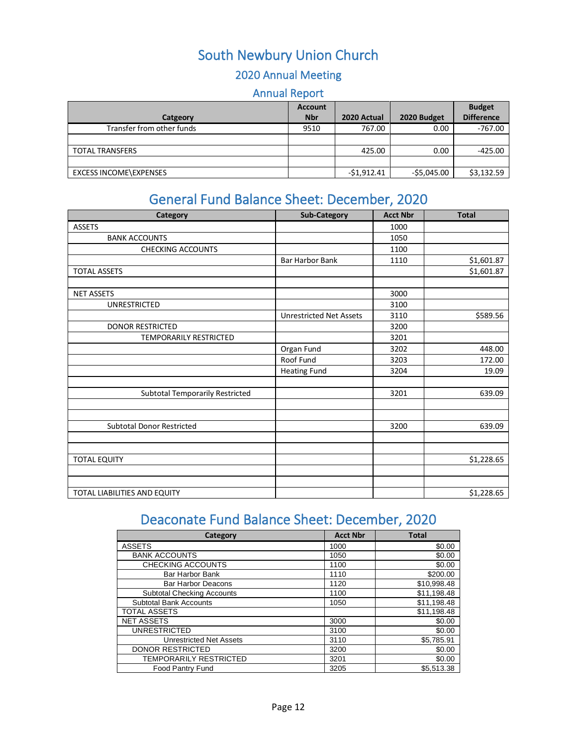# South Newbury Union Church

## 2020 Annual Meeting

## Annual Report

| Catgeory | Account Nbr | 2020 Actual | 2020 Budget | Budget Difference |
|---|---|---|---|---|
| Transfer from other funds | 9510 | 767.00 | 0.00 | -767.00 |
| | | | | |
| TOTAL TRANSFERS | | 425.00 | 0.00 | -425.00 |
| | | | | |
| EXCESS INCOME\EXPENSES | | -$1,912.41 | -$5,045.00 | $3,132.59 |

## General Fund Balance Sheet: December, 2020

| Category | Sub-Category | Acct Nbr | Total |
|---|---|---|---|
| ASSETS | | 1000 | |
| BANK ACCOUNTS | | 1050 | |
| CHECKING ACCOUNTS | | 1100 | |
| | Bar Harbor Bank | 1110 | $1,601.87 |
| TOTAL ASSETS | | | $1,601.87 |
| | | | |
| NET ASSETS | | 3000 | |
| UNRESTRICTED | | 3100 | |
| | Unrestricted Net Assets | 3110 | $589.56 |
| DONOR RESTRICTED | | 3200 | |
| TEMPORARILY RESTRICTED | | 3201 | |
| | Organ Fund | 3202 | 448.00 |
| | Roof Fund | 3203 | 172.00 |
| | Heating Fund | 3204 | 19.09 |
| | | | |
| Subtotal Temporarily Restricted | | 3201 | 639.09 |
| | | | |
| | | | |
| Subtotal Donor Restricted | | 3200 | 639.09 |
| | | | |
| | | | |
| TOTAL EQUITY | | | $1,228.65 |
| | | | |
| | | | |
| TOTAL LIABILITIES AND EQUITY | | | $1,228.65 |

## Deaconate Fund Balance Sheet: December, 2020

| Category | Acct Nbr | Total |
|---|---|---|
| ASSETS | 1000 | $0.00 |
| BANK ACCOUNTS | 1050 | $0.00 |
| CHECKING ACCOUNTS | 1100 | $0.00 |
| Bar Harbor Bank | 1110 | $200.00 |
| Bar Harbor Deacons | 1120 | $10,998.48 |
| Subtotal Checking Accounts | 1100 | $11,198.48 |
| Subtotal Bank Accounts | 1050 | $11,198.48 |
| TOTAL ASSETS | | $11,198.48 |
| NET ASSETS | 3000 | $0.00 |
| UNRESTRICTED | 3100 | $0.00 |
| Unrestricted Net Assets | 3110 | $5,785.91 |
| DONOR RESTRICTED | 3200 | $0.00 |
| TEMPORARILY RESTRICTED | 3201 | $0.00 |
| Food Pantry Fund | 3205 | $5,513.38 |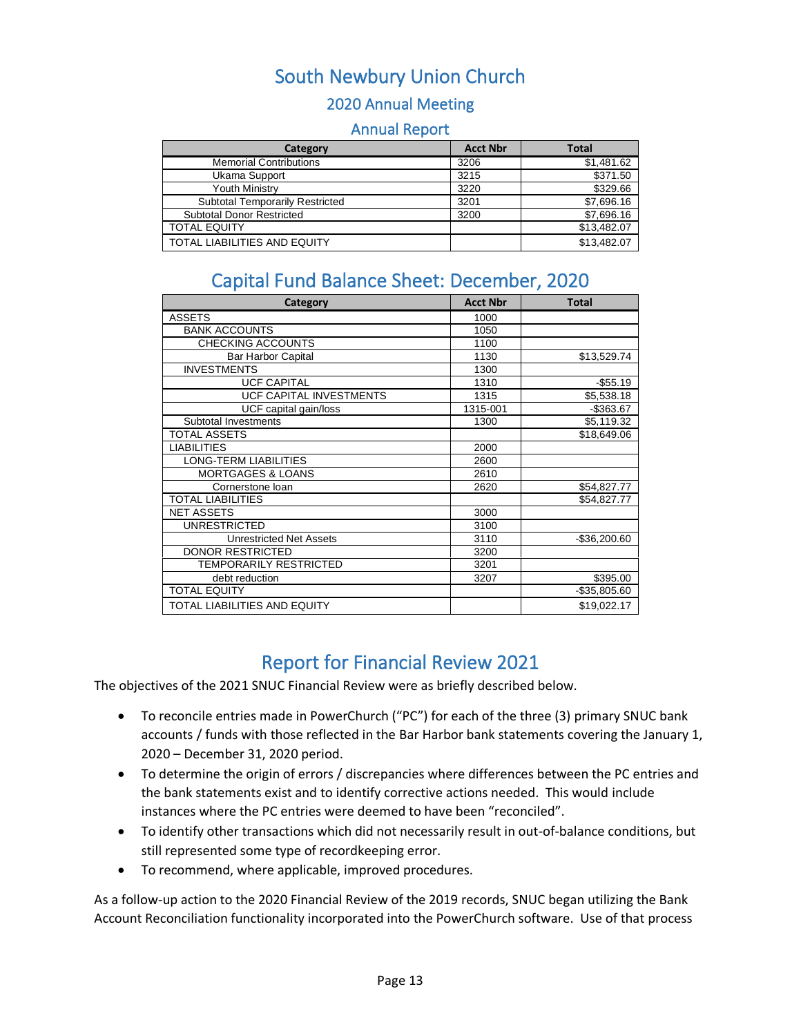# South Newbury Union Church

## 2020 Annual Meeting

### Annual Report

| Category | Acct Nbr | Total |
|---|---|---|
| Memorial Contributions | 3206 | $1,481.62 |
| Ukama Support | 3215 | $371.50 |
| Youth Ministry | 3220 | $329.66 |
| Subtotal Temporarily Restricted | 3201 | $7,696.16 |
| Subtotal Donor Restricted | 3200 | $7,696.16 |
| TOTAL EQUITY | | $13,482.07 |
| TOTAL LIABILITIES AND EQUITY | | $13,482.07 |

## Capital Fund Balance Sheet: December, 2020

| Category | Acct Nbr | Total |
|---|---|---|
| ASSETS | 1000 | |
| BANK ACCOUNTS | 1050 | |
| CHECKING ACCOUNTS | 1100 | |
| Bar Harbor Capital | 1130 | $13,529.74 |
| INVESTMENTS | 1300 | |
| UCF CAPITAL | 1310 | -$55.19 |
| UCF CAPITAL INVESTMENTS | 1315 | $5,538.18 |
| UCF capital gain/loss | 1315-001 | -$363.67 |
| Subtotal Investments | 1300 | $5,119.32 |
| TOTAL ASSETS | | $18,649.06 |
| LIABILITIES | 2000 | |
| LONG-TERM LIABILITIES | 2600 | |
| MORTGAGES & LOANS | 2610 | |
| Cornerstone loan | 2620 | $54,827.77 |
| TOTAL LIABILITIES | | $54,827.77 |
| NET ASSETS | 3000 | |
| UNRESTRICTED | 3100 | |
| Unrestricted Net Assets | 3110 | -$36,200.60 |
| DONOR RESTRICTED | 3200 | |
| TEMPORARILY RESTRICTED | 3201 | |
| debt reduction | 3207 | $395.00 |
| TOTAL EQUITY | | -$35,805.60 |
| TOTAL LIABILITIES AND EQUITY | | $19,022.17 |

## Report for Financial Review 2021

The objectives of the 2021 SNUC Financial Review were as briefly described below.

- To reconcile entries made in PowerChurch ("PC") for each of the three (3) primary SNUC bank accounts / funds with those reflected in the Bar Harbor bank statements covering the January 1, 2020 – December 31, 2020 period.
- To determine the origin of errors / discrepancies where differences between the PC entries and the bank statements exist and to identify corrective actions needed. This would include instances where the PC entries were deemed to have been "reconciled".
- To identify other transactions which did not necessarily result in out-of-balance conditions, but still represented some type of recordkeeping error.
- To recommend, where applicable, improved procedures.

As a follow-up action to the 2020 Financial Review of the 2019 records, SNUC began utilizing the Bank Account Reconciliation functionality incorporated into the PowerChurch software. Use of that process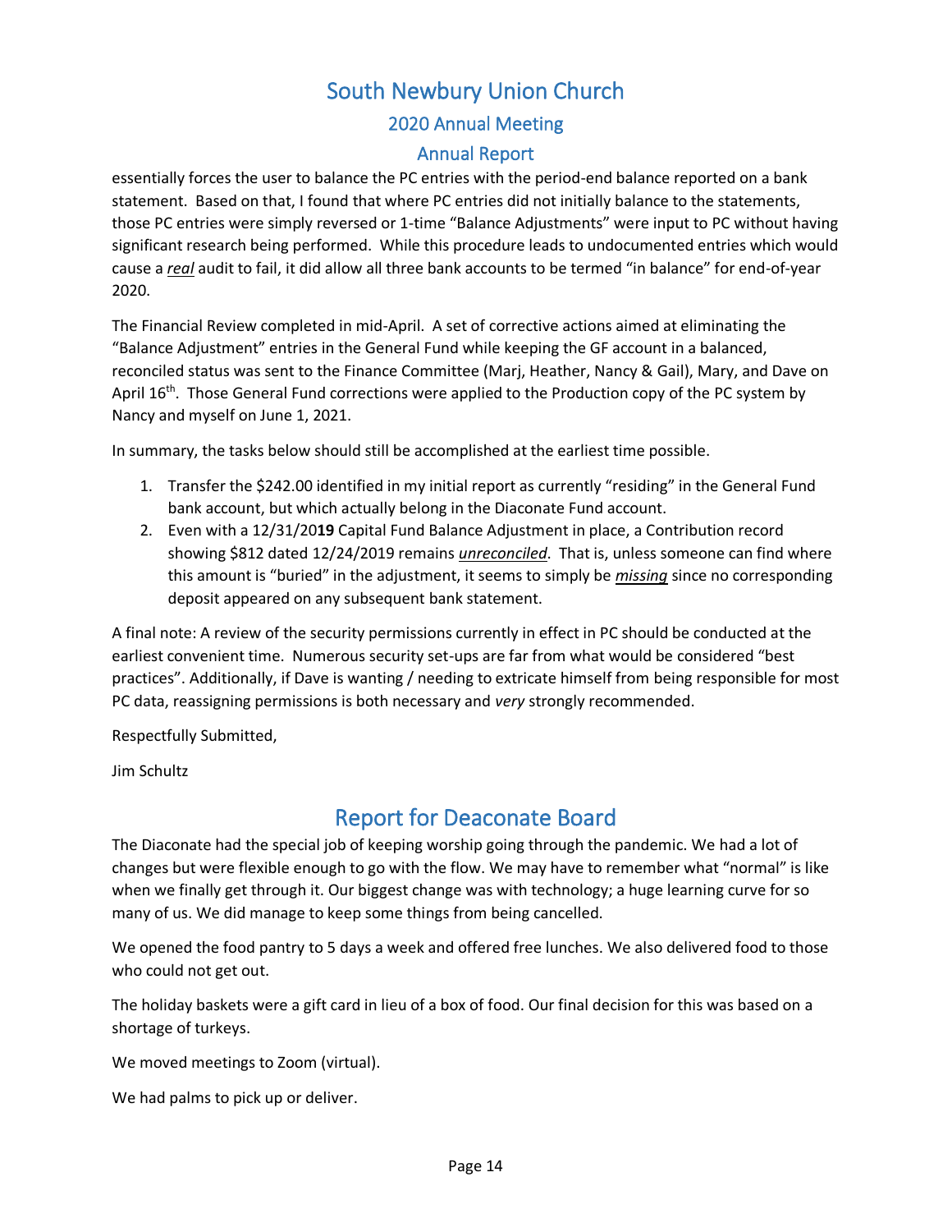essentially forces the user to balance the PC entries with the period-end balance reported on a bank statement. Based on that, I found that where PC entries did not initially balance to the statements, those PC entries were simply reversed or 1-time "Balance Adjustments" were input to PC without having significant research being performed. While this procedure leads to undocumented entries which would cause a ***real*** audit to fail, it did allow all three bank accounts to be termed "in balance" for end-of-year 2020.

The Financial Review completed in mid-April. A set of corrective actions aimed at eliminating the "Balance Adjustment" entries in the General Fund while keeping the GF account in a balanced, reconciled status was sent to the Finance Committee (Marj, Heather, Nancy & Gail), Mary, and Dave on April 16th. Those General Fund corrections were applied to the Production copy of the PC system by Nancy and myself on June 1, 2021.

In summary, the tasks below should still be accomplished at the earliest time possible.

1. Transfer the $242.00 identified in my initial report as currently "residing" in the General Fund bank account, but which actually belong in the Diaconate Fund account.
2. Even with a 12/31/20**19** Capital Fund Balance Adjustment in place, a Contribution record showing $812 dated 12/24/2019 remains ***unreconciled***. That is, unless someone can find where this amount is "buried" in the adjustment, it seems to simply be ***missing*** since no corresponding deposit appeared on any subsequent bank statement.

A final note: A review of the security permissions currently in effect in PC should be conducted at the earliest convenient time. Numerous security set-ups are far from what would be considered "best practices". Additionally, if Dave is wanting / needing to extricate himself from being responsible for most PC data, reassigning permissions is both necessary and *very* strongly recommended.

Respectfully Submitted,

Jim Schultz

## Report for Deaconate Board

The Diaconate had the special job of keeping worship going through the pandemic. We had a lot of changes but were flexible enough to go with the flow. We may have to remember what "normal" is like when we finally get through it. Our biggest change was with technology; a huge learning curve for so many of us. We did manage to keep some things from being cancelled.

We opened the food pantry to 5 days a week and offered free lunches. We also delivered food to those who could not get out.

The holiday baskets were a gift card in lieu of a box of food. Our final decision for this was based on a shortage of turkeys.

We moved meetings to Zoom (virtual).

We had palms to pick up or deliver.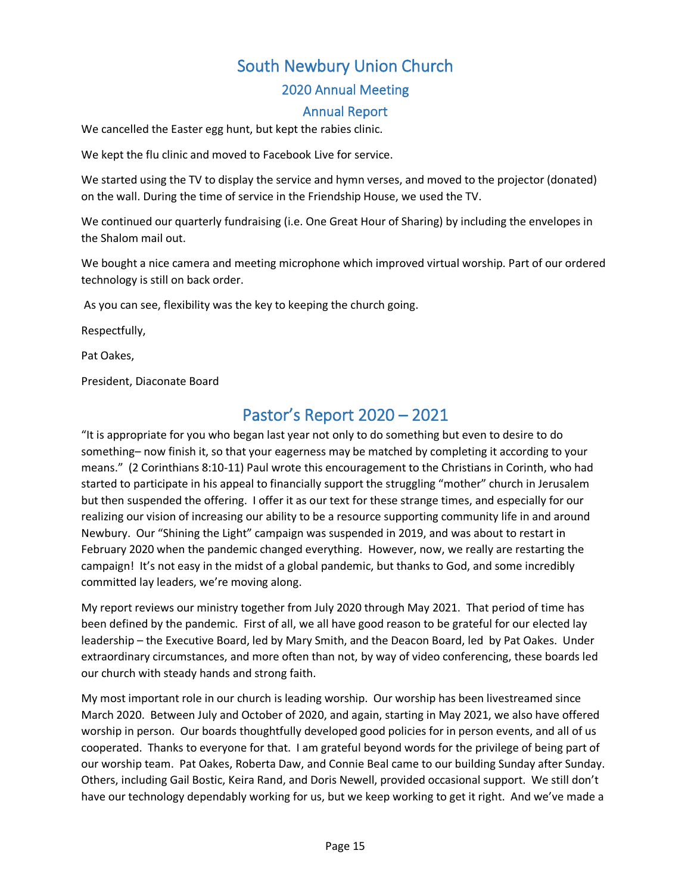# South Newbury Union Church

## 2020 Annual Meeting

### Annual Report

We cancelled the Easter egg hunt, but kept the rabies clinic.

We kept the flu clinic and moved to Facebook Live for service.

We started using the TV to display the service and hymn verses, and moved to the projector (donated) on the wall. During the time of service in the Friendship House, we used the TV.

We continued our quarterly fundraising (i.e. One Great Hour of Sharing) by including the envelopes in the Shalom mail out.

We bought a nice camera and meeting microphone which improved virtual worship. Part of our ordered technology is still on back order.

As you can see, flexibility was the key to keeping the church going.

Respectfully,

Pat Oakes,

President, Diaconate Board

# Pastor's Report 2020 – 2021

"It is appropriate for you who began last year not only to do something but even to desire to do something– now finish it, so that your eagerness may be matched by completing it according to your means." (2 Corinthians 8:10-11) Paul wrote this encouragement to the Christians in Corinth, who had started to participate in his appeal to financially support the struggling "mother" church in Jerusalem but then suspended the offering. I offer it as our text for these strange times, and especially for our realizing our vision of increasing our ability to be a resource supporting community life in and around Newbury. Our "Shining the Light" campaign was suspended in 2019, and was about to restart in February 2020 when the pandemic changed everything. However, now, we really are restarting the campaign! It's not easy in the midst of a global pandemic, but thanks to God, and some incredibly committed lay leaders, we're moving along.

My report reviews our ministry together from July 2020 through May 2021. That period of time has been defined by the pandemic. First of all, we all have good reason to be grateful for our elected lay leadership – the Executive Board, led by Mary Smith, and the Deacon Board, led by Pat Oakes. Under extraordinary circumstances, and more often than not, by way of video conferencing, these boards led our church with steady hands and strong faith.

My most important role in our church is leading worship. Our worship has been livestreamed since March 2020. Between July and October of 2020, and again, starting in May 2021, we also have offered worship in person. Our boards thoughtfully developed good policies for in person events, and all of us cooperated. Thanks to everyone for that. I am grateful beyond words for the privilege of being part of our worship team. Pat Oakes, Roberta Daw, and Connie Beal came to our building Sunday after Sunday. Others, including Gail Bostic, Keira Rand, and Doris Newell, provided occasional support. We still don't have our technology dependably working for us, but we keep working to get it right. And we've made a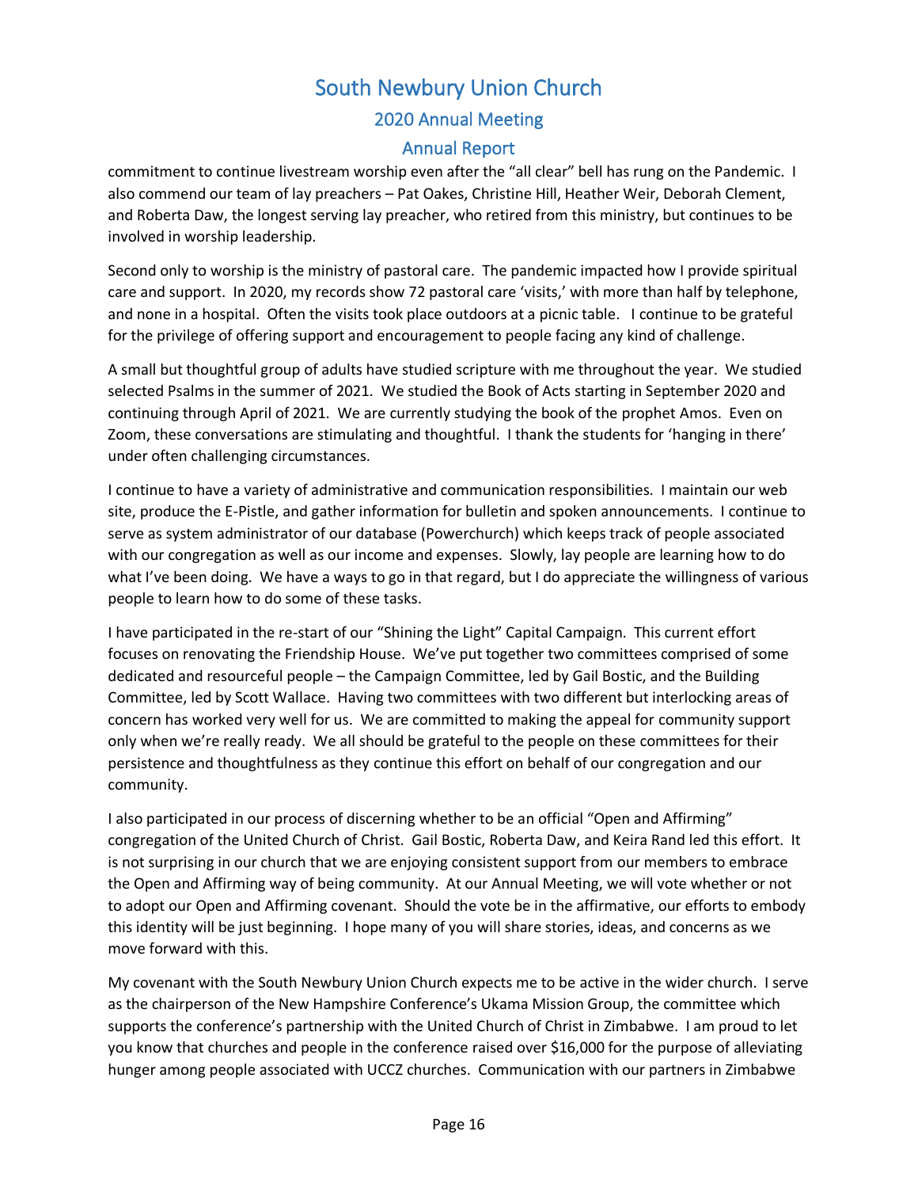commitment to continue livestream worship even after the "all clear" bell has rung on the Pandemic. I also commend our team of lay preachers – Pat Oakes, Christine Hill, Heather Weir, Deborah Clement, and Roberta Daw, the longest serving lay preacher, who retired from this ministry, but continues to be involved in worship leadership.

Second only to worship is the ministry of pastoral care. The pandemic impacted how I provide spiritual care and support. In 2020, my records show 72 pastoral care 'visits,' with more than half by telephone, and none in a hospital. Often the visits took place outdoors at a picnic table. I continue to be grateful for the privilege of offering support and encouragement to people facing any kind of challenge.

A small but thoughtful group of adults have studied scripture with me throughout the year. We studied selected Psalms in the summer of 2021. We studied the Book of Acts starting in September 2020 and continuing through April of 2021. We are currently studying the book of the prophet Amos. Even on Zoom, these conversations are stimulating and thoughtful. I thank the students for 'hanging in there' under often challenging circumstances.

I continue to have a variety of administrative and communication responsibilities. I maintain our web site, produce the E-Pistle, and gather information for bulletin and spoken announcements. I continue to serve as system administrator of our database (Powerchurch) which keeps track of people associated with our congregation as well as our income and expenses. Slowly, lay people are learning how to do what I've been doing. We have a ways to go in that regard, but I do appreciate the willingness of various people to learn how to do some of these tasks.

I have participated in the re-start of our "Shining the Light" Capital Campaign. This current effort focuses on renovating the Friendship House. We've put together two committees comprised of some dedicated and resourceful people – the Campaign Committee, led by Gail Bostic, and the Building Committee, led by Scott Wallace. Having two committees with two different but interlocking areas of concern has worked very well for us. We are committed to making the appeal for community support only when we're really ready. We all should be grateful to the people on these committees for their persistence and thoughtfulness as they continue this effort on behalf of our congregation and our community.

I also participated in our process of discerning whether to be an official "Open and Affirming" congregation of the United Church of Christ. Gail Bostic, Roberta Daw, and Keira Rand led this effort. It is not surprising in our church that we are enjoying consistent support from our members to embrace the Open and Affirming way of being community. At our Annual Meeting, we will vote whether or not to adopt our Open and Affirming covenant. Should the vote be in the affirmative, our efforts to embody this identity will be just beginning. I hope many of you will share stories, ideas, and concerns as we move forward with this.

My covenant with the South Newbury Union Church expects me to be active in the wider church. I serve as the chairperson of the New Hampshire Conference's Ukama Mission Group, the committee which supports the conference's partnership with the United Church of Christ in Zimbabwe. I am proud to let you know that churches and people in the conference raised over $16,000 for the purpose of alleviating hunger among people associated with UCCZ churches. Communication with our partners in Zimbabwe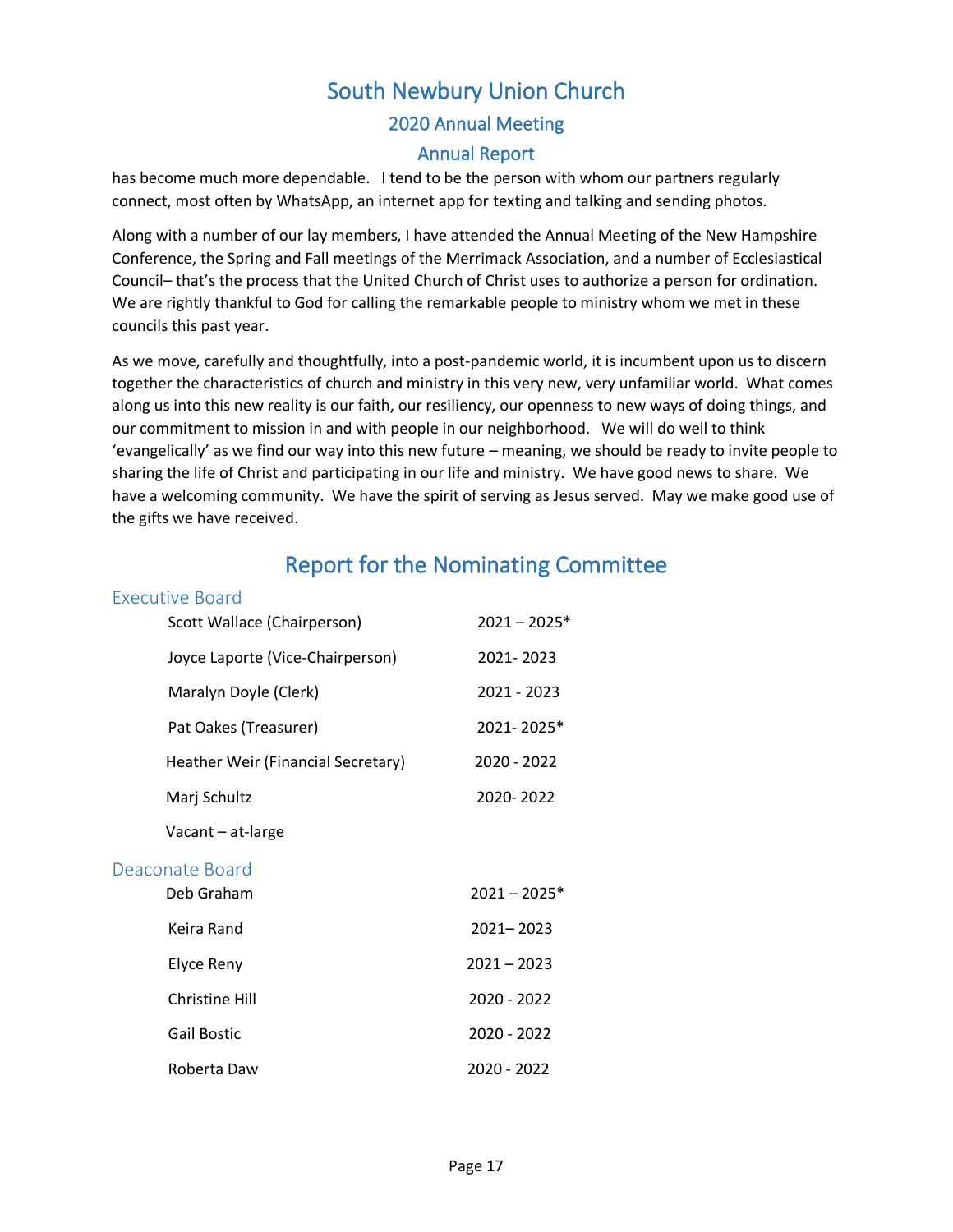has become much more dependable. I tend to be the person with whom our partners regularly connect, most often by WhatsApp, an internet app for texting and talking and sending photos.

Along with a number of our lay members, I have attended the Annual Meeting of the New Hampshire Conference, the Spring and Fall meetings of the Merrimack Association, and a number of Ecclesiastical Council– that's the process that the United Church of Christ uses to authorize a person for ordination. We are rightly thankful to God for calling the remarkable people to ministry whom we met in these councils this past year.

As we move, carefully and thoughtfully, into a post-pandemic world, it is incumbent upon us to discern together the characteristics of church and ministry in this very new, very unfamiliar world. What comes along us into this new reality is our faith, our resiliency, our openness to new ways of doing things, and our commitment to mission in and with people in our neighborhood. We will do well to think 'evangelically' as we find our way into this new future – meaning, we should be ready to invite people to sharing the life of Christ and participating in our life and ministry. We have good news to share. We have a welcoming community. We have the spirit of serving as Jesus served. May we make good use of the gifts we have received.

# Report for the Nominating Committee

## Executive Board

| | |
|---|---|
| Scott Wallace (Chairperson) | 2021 – 2025* |
| Joyce Laporte (Vice-Chairperson) | 2021- 2023 |
| Maralyn Doyle (Clerk) | 2021 - 2023 |
| Pat Oakes (Treasurer) | 2021- 2025* |
| Heather Weir (Financial Secretary) | 2020 - 2022 |
| Marj Schultz | 2020- 2022 |
| Vacant – at-large | |

## Deaconate Board

| | |
|---|---|
| Deb Graham | 2021 – 2025* |
| Keira Rand | 2021– 2023 |
| Elyce Reny | 2021 – 2023 |
| Christine Hill | 2020 - 2022 |
| Gail Bostic | 2020 - 2022 |
| Roberta Daw | 2020 - 2022 |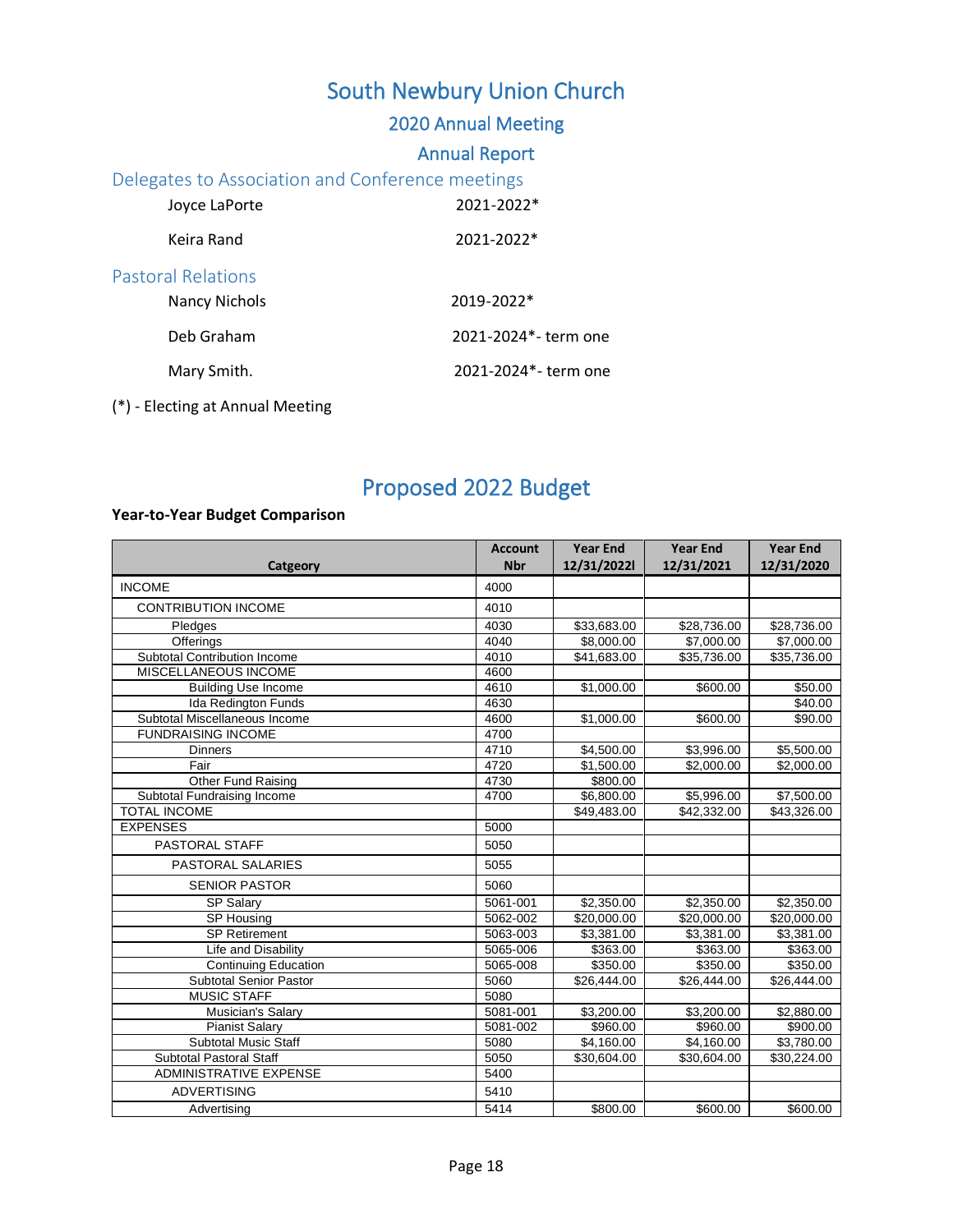# South Newbury Union Church

## 2020 Annual Meeting

## Annual Report

### Delegates to Association and Conference meetings

| | |
|---|---|
| Joyce LaPorte | 2021-2022* |
| Keira Rand | 2021-2022* |

### Pastoral Relations

| | |
|---|---|
| Nancy Nichols | 2019-2022* |
| Deb Graham | 2021-2024*- term one |
| Mary Smith. | 2021-2024*- term one |

(*) - Electing at Annual Meeting

# Proposed 2022 Budget

**Year-to-Year Budget Comparison**

| Catgeory | Account Nbr | Year End 12/31/2022l | Year End 12/31/2021 | Year End 12/31/2020 |
|---|---|---|---|---|
| INCOME | 4000 | | | |
| CONTRIBUTION INCOME | 4010 | | | |
| Pledges | 4030 | $33,683.00 | $28,736.00 | $28,736.00 |
| Offerings | 4040 | $8,000.00 | $7,000.00 | $7,000.00 |
| Subtotal Contribution Income | 4010 | $41,683.00 | $35,736.00 | $35,736.00 |
| MISCELLANEOUS INCOME | 4600 | | | |
| Building Use Income | 4610 | $1,000.00 | $600.00 | $50.00 |
| Ida Redington Funds | 4630 | | | $40.00 |
| Subtotal Miscellaneous Income | 4600 | $1,000.00 | $600.00 | $90.00 |
| FUNDRAISING INCOME | 4700 | | | |
| Dinners | 4710 | $4,500.00 | $3,996.00 | $5,500.00 |
| Fair | 4720 | $1,500.00 | $2,000.00 | $2,000.00 |
| Other Fund Raising | 4730 | $800.00 | | |
| Subtotal Fundraising Income | 4700 | $6,800.00 | $5,996.00 | $7,500.00 |
| TOTAL INCOME | | $49,483.00 | $42,332.00 | $43,326.00 |
| EXPENSES | 5000 | | | |
| PASTORAL STAFF | 5050 | | | |
| PASTORAL SALARIES | 5055 | | | |
| SENIOR PASTOR | 5060 | | | |
| SP Salary | 5061-001 | $2,350.00 | $2,350.00 | $2,350.00 |
| SP Housing | 5062-002 | $20,000.00 | $20,000.00 | $20,000.00 |
| SP Retirement | 5063-003 | $3,381.00 | $3,381.00 | $3,381.00 |
| Life and Disability | 5065-006 | $363.00 | $363.00 | $363.00 |
| Continuing Education | 5065-008 | $350.00 | $350.00 | $350.00 |
| Subtotal Senior Pastor | 5060 | $26,444.00 | $26,444.00 | $26,444.00 |
| MUSIC STAFF | 5080 | | | |
| Musician's Salary | 5081-001 | $3,200.00 | $3,200.00 | $2,880.00 |
| Pianist Salary | 5081-002 | $960.00 | $960.00 | $900.00 |
| Subtotal Music Staff | 5080 | $4,160.00 | $4,160.00 | $3,780.00 |
| Subtotal Pastoral Staff | 5050 | $30,604.00 | $30,604.00 | $30,224.00 |
| ADMINISTRATIVE EXPENSE | 5400 | | | |
| ADVERTISING | 5410 | | | |
| Advertising | 5414 | $800.00 | $600.00 | $600.00 |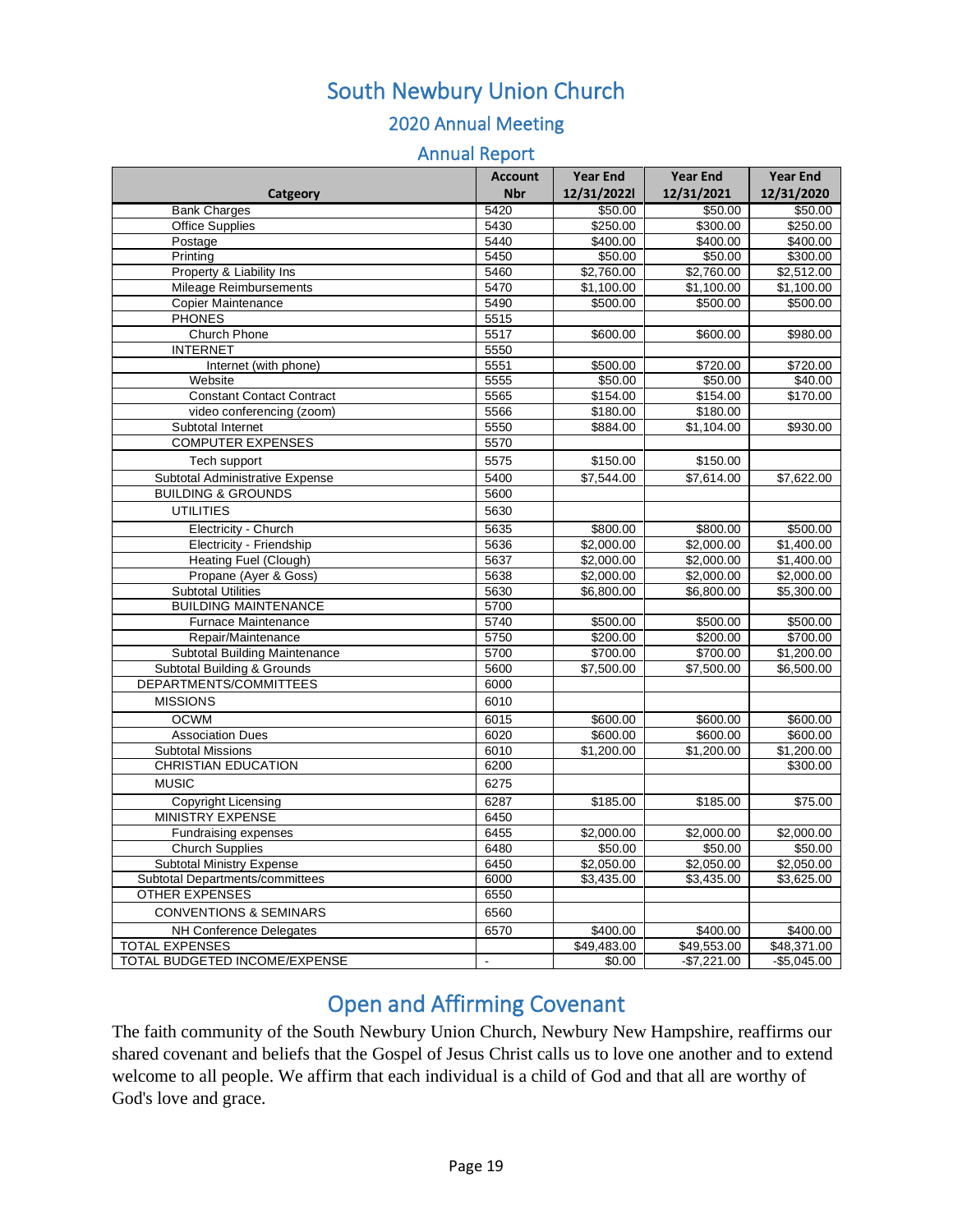# South Newbury Union Church

## 2020 Annual Meeting

### Annual Report

| Catgeory | Account Nbr | Year End 12/31/2022l | Year End 12/31/2021 | Year End 12/31/2020 |
|---|---|---|---|---|
| Bank Charges | 5420 | $50.00 | $50.00 | $50.00 |
| Office Supplies | 5430 | $250.00 | $300.00 | $250.00 |
| Postage | 5440 | $400.00 | $400.00 | $400.00 |
| Printing | 5450 | $50.00 | $50.00 | $300.00 |
| Property & Liability Ins | 5460 | $2,760.00 | $2,760.00 | $2,512.00 |
| Mileage Reimbursements | 5470 | $1,100.00 | $1,100.00 | $1,100.00 |
| Copier Maintenance | 5490 | $500.00 | $500.00 | $500.00 |
| PHONES | 5515 | | | |
| Church Phone | 5517 | $600.00 | $600.00 | $980.00 |
| INTERNET | 5550 | | | |
| Internet (with phone) | 5551 | $500.00 | $720.00 | $720.00 |
| Website | 5555 | $50.00 | $50.00 | $40.00 |
| Constant Contact Contract | 5565 | $154.00 | $154.00 | $170.00 |
| video conferencing (zoom) | 5566 | $180.00 | $180.00 | |
| Subtotal Internet | 5550 | $884.00 | $1,104.00 | $930.00 |
| COMPUTER EXPENSES | 5570 | | | |
| Tech support | 5575 | $150.00 | $150.00 | |
| Subtotal Administrative Expense | 5400 | $7,544.00 | $7,614.00 | $7,622.00 |
| BUILDING & GROUNDS | 5600 | | | |
| UTILITIES | 5630 | | | |
| Electricity - Church | 5635 | $800.00 | $800.00 | $500.00 |
| Electricity - Friendship | 5636 | $2,000.00 | $2,000.00 | $1,400.00 |
| Heating Fuel (Clough) | 5637 | $2,000.00 | $2,000.00 | $1,400.00 |
| Propane (Ayer & Goss) | 5638 | $2,000.00 | $2,000.00 | $2,000.00 |
| Subtotal Utilities | 5630 | $6,800.00 | $6,800.00 | $5,300.00 |
| BUILDING MAINTENANCE | 5700 | | | |
| Furnace Maintenance | 5740 | $500.00 | $500.00 | $500.00 |
| Repair/Maintenance | 5750 | $200.00 | $200.00 | $700.00 |
| Subtotal Building Maintenance | 5700 | $700.00 | $700.00 | $1,200.00 |
| Subtotal Building & Grounds | 5600 | $7,500.00 | $7,500.00 | $6,500.00 |
| DEPARTMENTS/COMMITTEES | 6000 | | | |
| MISSIONS | 6010 | | | |
| OCWM | 6015 | $600.00 | $600.00 | $600.00 |
| Association Dues | 6020 | $600.00 | $600.00 | $600.00 |
| Subtotal Missions | 6010 | $1,200.00 | $1,200.00 | $1,200.00 |
| CHRISTIAN EDUCATION | 6200 | | | $300.00 |
| MUSIC | 6275 | | | |
| Copyright Licensing | 6287 | $185.00 | $185.00 | $75.00 |
| MINISTRY EXPENSE | 6450 | | | |
| Fundraising expenses | 6455 | $2,000.00 | $2,000.00 | $2,000.00 |
| Church Supplies | 6480 | $50.00 | $50.00 | $50.00 |
| Subtotal Ministry Expense | 6450 | $2,050.00 | $2,050.00 | $2,050.00 |
| Subtotal Departments/committees | 6000 | $3,435.00 | $3,435.00 | $3,625.00 |
| OTHER EXPENSES | 6550 | | | |
| CONVENTIONS & SEMINARS | 6560 | | | |
| NH Conference Delegates | 6570 | $400.00 | $400.00 | $400.00 |
| TOTAL EXPENSES | | $49,483.00 | $49,553.00 | $48,371.00 |
| TOTAL BUDGETED INCOME/EXPENSE | - | $0.00 | -$7,221.00 | -$5,045.00 |

## Open and Affirming Covenant

The faith community of the South Newbury Union Church, Newbury New Hampshire, reaffirms our shared covenant and beliefs that the Gospel of Jesus Christ calls us to love one another and to extend welcome to all people. We affirm that each individual is a child of God and that all are worthy of God's love and grace.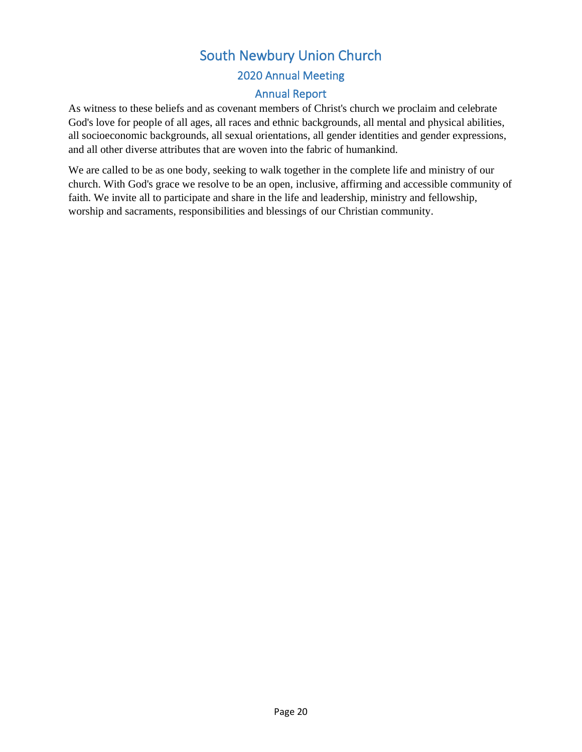# South Newbury Union Church

## 2020 Annual Meeting

## Annual Report

As witness to these beliefs and as covenant members of Christ's church we proclaim and celebrate God's love for people of all ages, all races and ethnic backgrounds, all mental and physical abilities, all socioeconomic backgrounds, all sexual orientations, all gender identities and gender expressions, and all other diverse attributes that are woven into the fabric of humankind.

We are called to be as one body, seeking to walk together in the complete life and ministry of our church. With God's grace we resolve to be an open, inclusive, affirming and accessible community of faith. We invite all to participate and share in the life and leadership, ministry and fellowship, worship and sacraments, responsibilities and blessings of our Christian community.